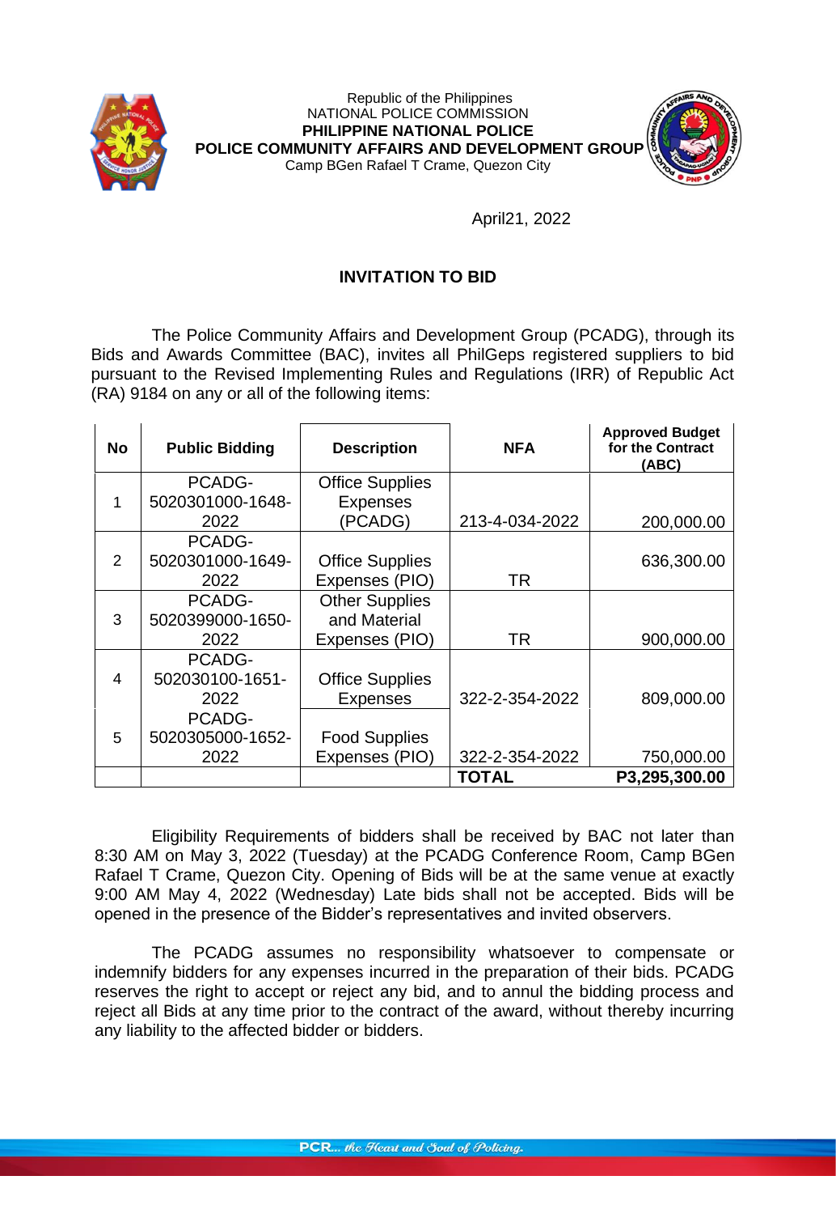Republic of the Philippines
NATIONAL POLICE COMMISSION
**PHILIPPINE NATIONAL POLICE**
**POLICE COMMUNITY AFFAIRS AND DEVELOPMENT GROUP**
Camp BGen Rafael T Crame, Quezon City

April21, 2022

## INVITATION TO BID

The Police Community Affairs and Development Group (PCADG), through its Bids and Awards Committee (BAC), invites all PhilGeps registered suppliers to bid pursuant to the Revised Implementing Rules and Regulations (IRR) of Republic Act (RA) 9184 on any or all of the following items:

| No | Public Bidding | Description | NFA | Approved Budget for the Contract (ABC) |
|---|---|---|---|---|
| 1 | PCADG-5020301000-1648-2022 | Office Supplies Expenses (PCADG) | 213-4-034-2022 | 200,000.00 |
| 2 | PCADG-5020301000-1649-2022 | Office Supplies Expenses (PIO) | TR | 636,300.00 |
| 3 | PCADG-5020399000-1650-2022 | Other Supplies and Material Expenses (PIO) | TR | 900,000.00 |
| 4 | PCADG-502030100-1651-2022 | Office Supplies Expenses | 322-2-354-2022 | 809,000.00 |
| 5 | PCADG-5020305000-1652-2022 | Food Supplies Expenses (PIO) | 322-2-354-2022 | 750,000.00 |
| | | | **TOTAL** | **P3,295,300.00** |

Eligibility Requirements of bidders shall be received by BAC not later than 8:30 AM on May 3, 2022 (Tuesday) at the PCADG Conference Room, Camp BGen Rafael T Crame, Quezon City. Opening of Bids will be at the same venue at exactly 9:00 AM May 4, 2022 (Wednesday) Late bids shall not be accepted. Bids will be opened in the presence of the Bidder's representatives and invited observers.

The PCADG assumes no responsibility whatsoever to compensate or indemnify bidders for any expenses incurred in the preparation of their bids. PCADG reserves the right to accept or reject any bid, and to annul the bidding process and reject all Bids at any time prior to the contract of the award, without thereby incurring any liability to the affected bidder or bidders.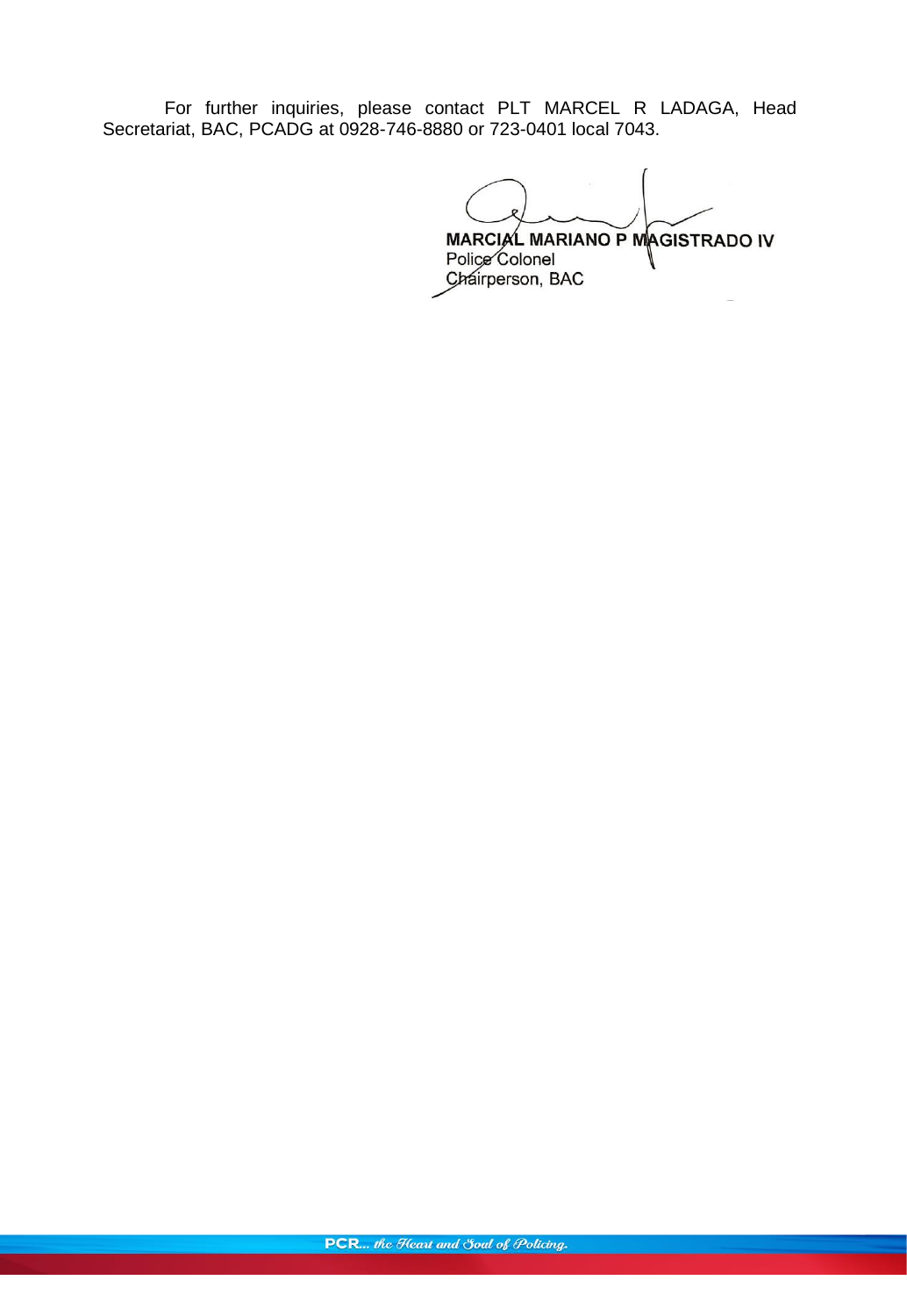For further inquiries, please contact PLT MARCEL R LADAGA, Head Secretariat, BAC, PCADG at 0928-746-8880 or 723-0401 local 7043.

**MARCIAL MARIANO P MAGISTRADO IV**
Police Colonel
Chairperson, BAC